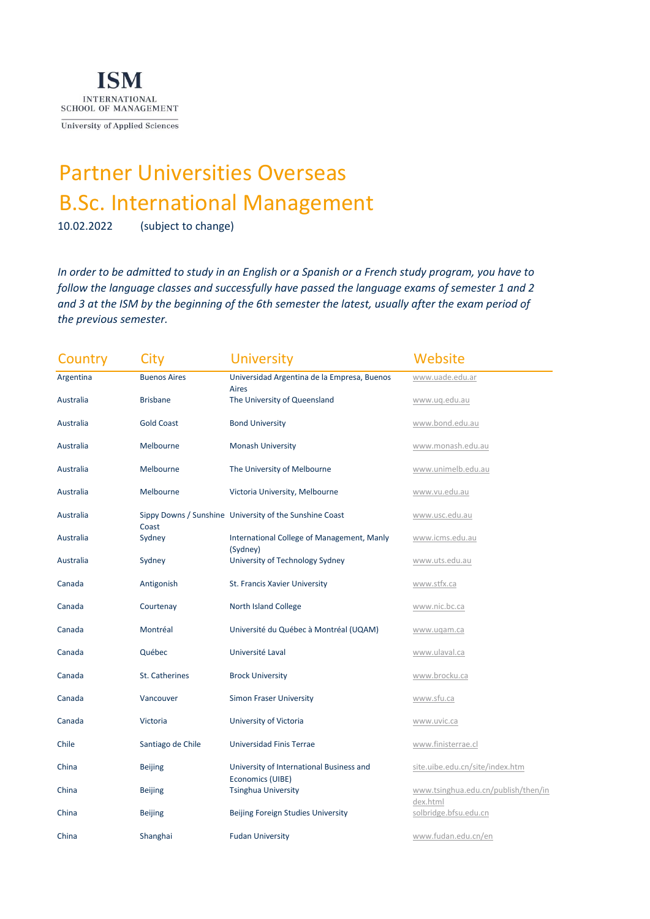ISM
INTERNATIONAL SCHOOL OF MANAGEMENT
University of Applied Sciences

# Partner Universities Overseas
# B.Sc. International Management

10.02.2022 (subject to change)

*In order to be admitted to study in an English or a Spanish or a French study program, you have to follow the language classes and successfully have passed the language exams of semester 1 and 2 and 3 at the ISM by the beginning of the 6th semester the latest, usually after the exam period of the previous semester.*

| Country | City | University | Website |
|---|---|---|---|
| Argentina | Buenos Aires | Universidad Argentina de la Empresa, Buenos Aires | www.uade.edu.ar |
| Australia | Brisbane | The University of Queensland | www.uq.edu.au |
| Australia | Gold Coast | Bond University | www.bond.edu.au |
| Australia | Melbourne | Monash University | www.monash.edu.au |
| Australia | Melbourne | The University of Melbourne | www.unimelb.edu.au |
| Australia | Melbourne | Victoria University, Melbourne | www.vu.edu.au |
| Australia | Sippy Downs / Sunshine Coast | University of the Sunshine Coast | www.usc.edu.au |
| Australia | Sydney | International College of Management, Manly (Sydney) | www.icms.edu.au |
| Australia | Sydney | University of Technology Sydney | www.uts.edu.au |
| Canada | Antigonish | St. Francis Xavier University | www.stfx.ca |
| Canada | Courtenay | North Island College | www.nic.bc.ca |
| Canada | Montréal | Université du Québec à Montréal (UQAM) | www.uqam.ca |
| Canada | Québec | Université Laval | www.ulaval.ca |
| Canada | St. Catherines | Brock University | www.brocku.ca |
| Canada | Vancouver | Simon Fraser University | www.sfu.ca |
| Canada | Victoria | University of Victoria | www.uvic.ca |
| Chile | Santiago de Chile | Universidad Finis Terrae | www.finisterrae.cl |
| China | Beijing | University of International Business and Economics (UIBE) | site.uibe.edu.cn/site/index.htm |
| China | Beijing | Tsinghua University | www.tsinghua.edu.cn/publish/then/index.html |
| China | Beijing | Beijing Foreign Studies University | solbridge.bfsu.edu.cn |
| China | Shanghai | Fudan University | www.fudan.edu.cn/en |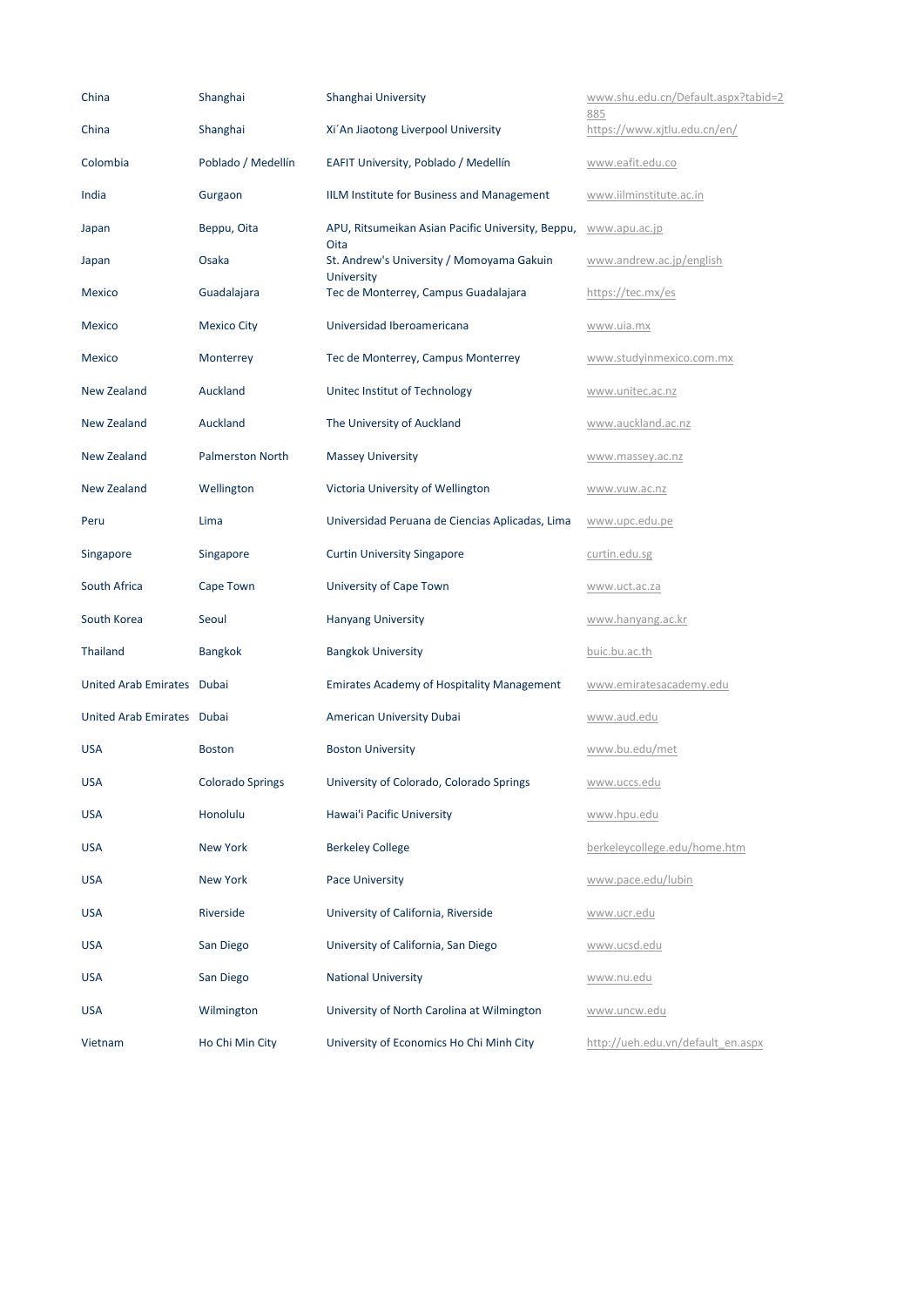| | | | |
|---|---|---|---|
| China | Shanghai | Shanghai University | www.shu.edu.cn/Default.aspx?tabid=2885 |
| China | Shanghai | Xi´An Jiaotong Liverpool University | https://www.xjtlu.edu.cn/en/ |
| Colombia | Poblado / Medellín | EAFIT University, Poblado / Medellín | www.eafit.edu.co |
| India | Gurgaon | IILM Institute for Business and Management | www.iilminstitute.ac.in |
| Japan | Beppu, Oita | APU, Ritsumeikan Asian Pacific University, Beppu, Oita | www.apu.ac.jp |
| Japan | Osaka | St. Andrew's University / Momoyama Gakuin University | www.andrew.ac.jp/english |
| Mexico | Guadalajara | Tec de Monterrey, Campus Guadalajara | https://tec.mx/es |
| Mexico | Mexico City | Universidad Iberoamericana | www.uia.mx |
| Mexico | Monterrey | Tec de Monterrey, Campus Monterrey | www.studyinmexico.com.mx |
| New Zealand | Auckland | Unitec Institut of Technology | www.unitec.ac.nz |
| New Zealand | Auckland | The University of Auckland | www.auckland.ac.nz |
| New Zealand | Palmerston North | Massey University | www.massey.ac.nz |
| New Zealand | Wellington | Victoria University of Wellington | www.vuw.ac.nz |
| Peru | Lima | Universidad Peruana de Ciencias Aplicadas, Lima | www.upc.edu.pe |
| Singapore | Singapore | Curtin University Singapore | curtin.edu.sg |
| South Africa | Cape Town | University of Cape Town | www.uct.ac.za |
| South Korea | Seoul | Hanyang University | www.hanyang.ac.kr |
| Thailand | Bangkok | Bangkok University | buic.bu.ac.th |
| United Arab Emirates | Dubai | Emirates Academy of Hospitality Management | www.emiratesacademy.edu |
| United Arab Emirates | Dubai | American University Dubai | www.aud.edu |
| USA | Boston | Boston University | www.bu.edu/met |
| USA | Colorado Springs | University of Colorado, Colorado Springs | www.uccs.edu |
| USA | Honolulu | Hawai'i Pacific University | www.hpu.edu |
| USA | New York | Berkeley College | berkeleycollege.edu/home.htm |
| USA | New York | Pace University | www.pace.edu/lubin |
| USA | Riverside | University of California, Riverside | www.ucr.edu |
| USA | San Diego | University of California, San Diego | www.ucsd.edu |
| USA | San Diego | National University | www.nu.edu |
| USA | Wilmington | University of North Carolina at Wilmington | www.uncw.edu |
| Vietnam | Ho Chi Min City | University of Economics Ho Chi Minh City | http://ueh.edu.vn/default_en.aspx |